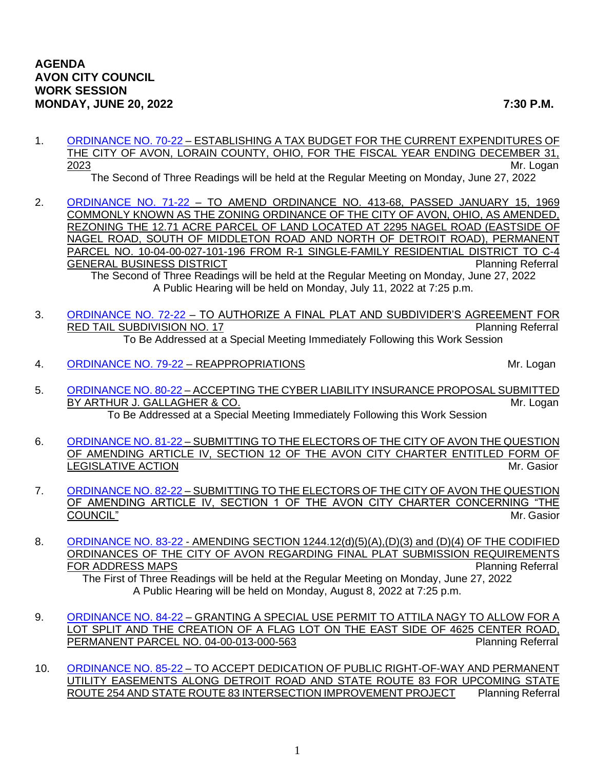**AGENDA**
**AVON CITY COUNCIL**
**WORK SESSION**
**MONDAY, JUNE 20, 2022 7:30 P.M.**

1. ORDINANCE NO. 70-22 – ESTABLISHING A TAX BUDGET FOR THE CURRENT EXPENDITURES OF THE CITY OF AVON, LORAIN COUNTY, OHIO, FOR THE FISCAL YEAR ENDING DECEMBER 31, 2023 — Mr. Logan

   The Second of Three Readings will be held at the Regular Meeting on Monday, June 27, 2022

2. ORDINANCE NO. 71-22 – TO AMEND ORDINANCE NO. 413-68, PASSED JANUARY 15, 1969 COMMONLY KNOWN AS THE ZONING ORDINANCE OF THE CITY OF AVON, OHIO, AS AMENDED, REZONING THE 12.71 ACRE PARCEL OF LAND LOCATED AT 2295 NAGEL ROAD (EASTSIDE OF NAGEL ROAD, SOUTH OF MIDDLETON ROAD AND NORTH OF DETROIT ROAD), PERMANENT PARCEL NO. 10-04-00-027-101-196 FROM R-1 SINGLE-FAMILY RESIDENTIAL DISTRICT TO C-4 GENERAL BUSINESS DISTRICT — Planning Referral

   The Second of Three Readings will be held at the Regular Meeting on Monday, June 27, 2022
   A Public Hearing will be held on Monday, July 11, 2022 at 7:25 p.m.

3. ORDINANCE NO. 72-22 – TO AUTHORIZE A FINAL PLAT AND SUBDIVIDER'S AGREEMENT FOR RED TAIL SUBDIVISION NO. 17 — Planning Referral

   To Be Addressed at a Special Meeting Immediately Following this Work Session

4. ORDINANCE NO. 79-22 – REAPPROPRIATIONS — Mr. Logan

5. ORDINANCE NO. 80-22 – ACCEPTING THE CYBER LIABILITY INSURANCE PROPOSAL SUBMITTED BY ARTHUR J. GALLAGHER & CO. — Mr. Logan

   To Be Addressed at a Special Meeting Immediately Following this Work Session

6. ORDINANCE NO. 81-22 – SUBMITTING TO THE ELECTORS OF THE CITY OF AVON THE QUESTION OF AMENDING ARTICLE IV, SECTION 12 OF THE AVON CITY CHARTER ENTITLED FORM OF LEGISLATIVE ACTION — Mr. Gasior

7. ORDINANCE NO. 82-22 – SUBMITTING TO THE ELECTORS OF THE CITY OF AVON THE QUESTION OF AMENDING ARTICLE IV, SECTION 1 OF THE AVON CITY CHARTER CONCERNING "THE COUNCIL" — Mr. Gasior

8. ORDINANCE NO. 83-22 - AMENDING SECTION 1244.12(d)(5)(A),(D)(3) and (D)(4) OF THE CODIFIED ORDINANCES OF THE CITY OF AVON REGARDING FINAL PLAT SUBMISSION REQUIREMENTS FOR ADDRESS MAPS — Planning Referral

   The First of Three Readings will be held at the Regular Meeting on Monday, June 27, 2022
   A Public Hearing will be held on Monday, August 8, 2022 at 7:25 p.m.

9. ORDINANCE NO. 84-22 – GRANTING A SPECIAL USE PERMIT TO ATTILA NAGY TO ALLOW FOR A LOT SPLIT AND THE CREATION OF A FLAG LOT ON THE EAST SIDE OF 4625 CENTER ROAD, PERMANENT PARCEL NO. 04-00-013-000-563 — Planning Referral

10. ORDINANCE NO. 85-22 – TO ACCEPT DEDICATION OF PUBLIC RIGHT-OF-WAY AND PERMANENT UTILITY EASEMENTS ALONG DETROIT ROAD AND STATE ROUTE 83 FOR UPCOMING STATE ROUTE 254 AND STATE ROUTE 83 INTERSECTION IMPROVEMENT PROJECT — Planning Referral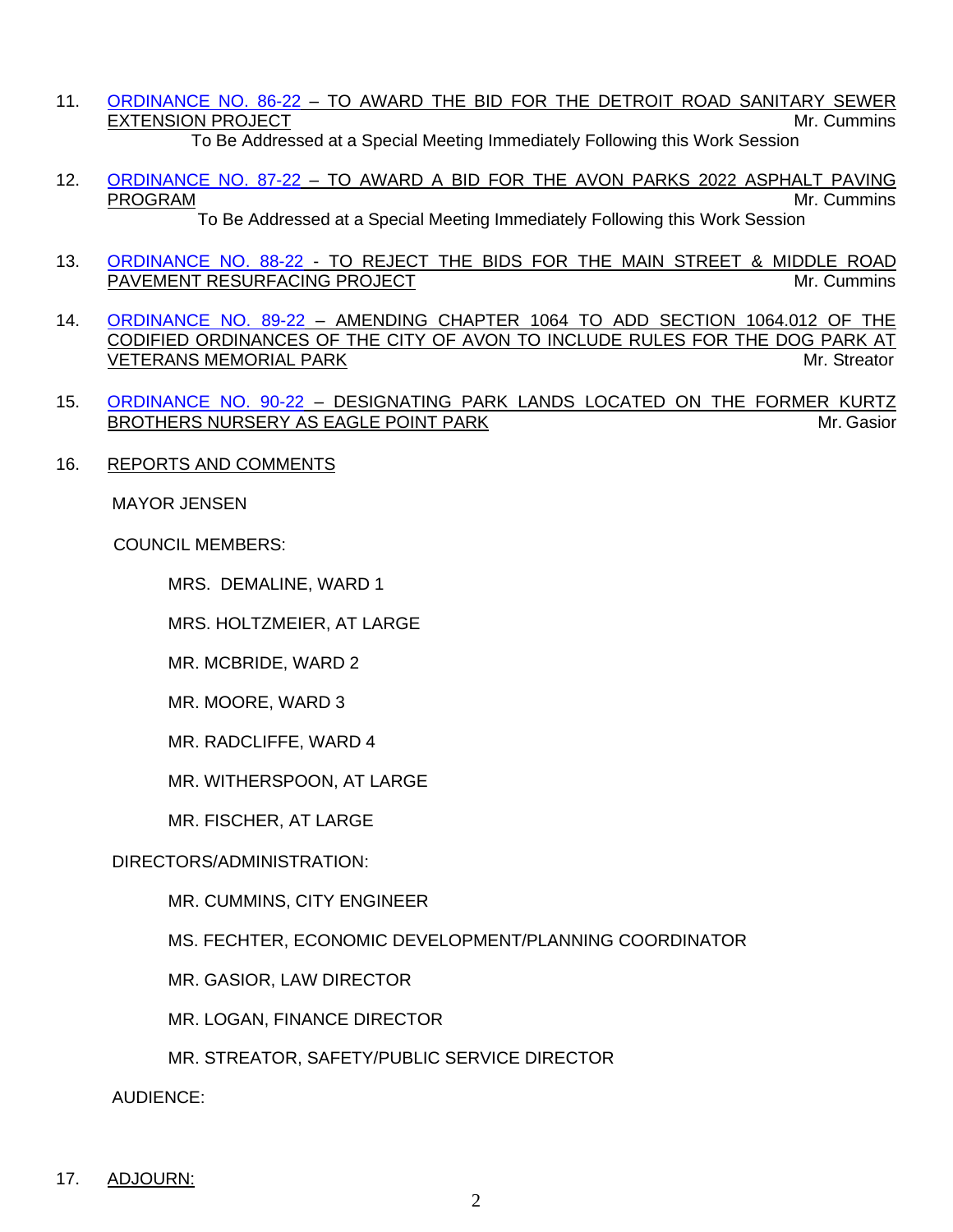11. ORDINANCE NO. 86-22 – TO AWARD THE BID FOR THE DETROIT ROAD SANITARY SEWER EXTENSION PROJECT — Mr. Cummins

    To Be Addressed at a Special Meeting Immediately Following this Work Session

12. ORDINANCE NO. 87-22 – TO AWARD A BID FOR THE AVON PARKS 2022 ASPHALT PAVING PROGRAM — Mr. Cummins

    To Be Addressed at a Special Meeting Immediately Following this Work Session

13. ORDINANCE NO. 88-22 - TO REJECT THE BIDS FOR THE MAIN STREET & MIDDLE ROAD PAVEMENT RESURFACING PROJECT — Mr. Cummins

14. ORDINANCE NO. 89-22 – AMENDING CHAPTER 1064 TO ADD SECTION 1064.012 OF THE CODIFIED ORDINANCES OF THE CITY OF AVON TO INCLUDE RULES FOR THE DOG PARK AT VETERANS MEMORIAL PARK — Mr. Streator

15. ORDINANCE NO. 90-22 – DESIGNATING PARK LANDS LOCATED ON THE FORMER KURTZ BROTHERS NURSERY AS EAGLE POINT PARK — Mr. Gasior

16. REPORTS AND COMMENTS

    MAYOR JENSEN

    COUNCIL MEMBERS:

    - MRS. DEMALINE, WARD 1
    - MRS. HOLTZMEIER, AT LARGE
    - MR. MCBRIDE, WARD 2
    - MR. MOORE, WARD 3
    - MR. RADCLIFFE, WARD 4
    - MR. WITHERSPOON, AT LARGE
    - MR. FISCHER, AT LARGE

    DIRECTORS/ADMINISTRATION:

    - MR. CUMMINS, CITY ENGINEER
    - MS. FECHTER, ECONOMIC DEVELOPMENT/PLANNING COORDINATOR
    - MR. GASIOR, LAW DIRECTOR
    - MR. LOGAN, FINANCE DIRECTOR
    - MR. STREATOR, SAFETY/PUBLIC SERVICE DIRECTOR

    AUDIENCE:

17. ADJOURN: